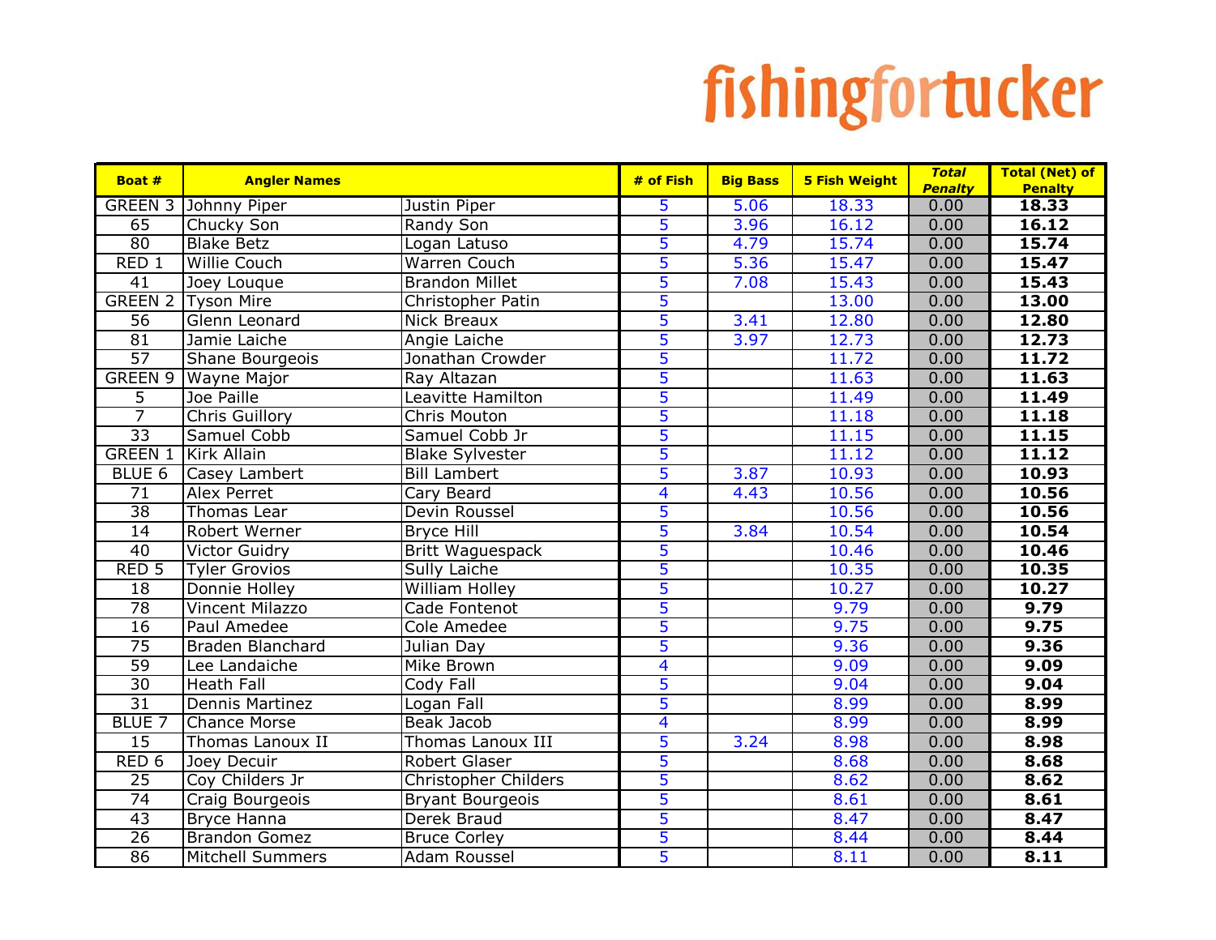# fishingfortucker

| Boat # | Angler Names | | # of Fish | Big Bass | 5 Fish Weight | *Total Penalty* | Total (Net) of Penalty |
|---|---|---|---|---|---|---|---|
| GREEN 3 | Johnny Piper | Justin Piper | 5 | 5.06 | 18.33 | 0.00 | **18.33** |
| 65 | Chucky Son | Randy Son | 5 | 3.96 | 16.12 | 0.00 | **16.12** |
| 80 | Blake Betz | Logan Latuso | 5 | 4.79 | 15.74 | 0.00 | **15.74** |
| RED 1 | Willie Couch | Warren Couch | 5 | 5.36 | 15.47 | 0.00 | **15.47** |
| 41 | Joey Louque | Brandon Millet | 5 | 7.08 | 15.43 | 0.00 | **15.43** |
| GREEN 2 | Tyson Mire | Christopher Patin | 5 | | 13.00 | 0.00 | **13.00** |
| 56 | Glenn Leonard | Nick Breaux | 5 | 3.41 | 12.80 | 0.00 | **12.80** |
| 81 | Jamie Laiche | Angie Laiche | 5 | 3.97 | 12.73 | 0.00 | **12.73** |
| 57 | Shane Bourgeois | Jonathan Crowder | 5 | | 11.72 | 0.00 | **11.72** |
| GREEN 9 | Wayne Major | Ray Altazan | 5 | | 11.63 | 0.00 | **11.63** |
| 5 | Joe Paille | Leavitte Hamilton | 5 | | 11.49 | 0.00 | **11.49** |
| 7 | Chris Guillory | Chris Mouton | 5 | | 11.18 | 0.00 | **11.18** |
| 33 | Samuel Cobb | Samuel Cobb Jr | 5 | | 11.15 | 0.00 | **11.15** |
| GREEN 1 | Kirk Allain | Blake Sylvester | 5 | | 11.12 | 0.00 | **11.12** |
| BLUE 6 | Casey Lambert | Bill Lambert | 5 | 3.87 | 10.93 | 0.00 | **10.93** |
| 71 | Alex Perret | Cary Beard | 4 | 4.43 | 10.56 | 0.00 | **10.56** |
| 38 | Thomas Lear | Devin Roussel | 5 | | 10.56 | 0.00 | **10.56** |
| 14 | Robert Werner | Bryce Hill | 5 | 3.84 | 10.54 | 0.00 | **10.54** |
| 40 | Victor Guidry | Britt Waguespack | 5 | | 10.46 | 0.00 | **10.46** |
| RED 5 | Tyler Grovios | Sully Laiche | 5 | | 10.35 | 0.00 | **10.35** |
| 18 | Donnie Holley | William Holley | 5 | | 10.27 | 0.00 | **10.27** |
| 78 | Vincent Milazzo | Cade Fontenot | 5 | | 9.79 | 0.00 | **9.79** |
| 16 | Paul Amedee | Cole Amedee | 5 | | 9.75 | 0.00 | **9.75** |
| 75 | Braden Blanchard | Julian Day | 5 | | 9.36 | 0.00 | **9.36** |
| 59 | Lee Landaiche | Mike Brown | 4 | | 9.09 | 0.00 | **9.09** |
| 30 | Heath Fall | Cody Fall | 5 | | 9.04 | 0.00 | **9.04** |
| 31 | Dennis Martinez | Logan Fall | 5 | | 8.99 | 0.00 | **8.99** |
| BLUE 7 | Chance Morse | Beak Jacob | 4 | | 8.99 | 0.00 | **8.99** |
| 15 | Thomas Lanoux II | Thomas Lanoux III | 5 | 3.24 | 8.98 | 0.00 | **8.98** |
| RED 6 | Joey Decuir | Robert Glaser | 5 | | 8.68 | 0.00 | **8.68** |
| 25 | Coy Childers Jr | Christopher Childers | 5 | | 8.62 | 0.00 | **8.62** |
| 74 | Craig Bourgeois | Bryant Bourgeois | 5 | | 8.61 | 0.00 | **8.61** |
| 43 | Bryce Hanna | Derek Braud | 5 | | 8.47 | 0.00 | **8.47** |
| 26 | Brandon Gomez | Bruce Corley | 5 | | 8.44 | 0.00 | **8.44** |
| 86 | Mitchell Summers | Adam Roussel | 5 | | 8.11 | 0.00 | **8.11** |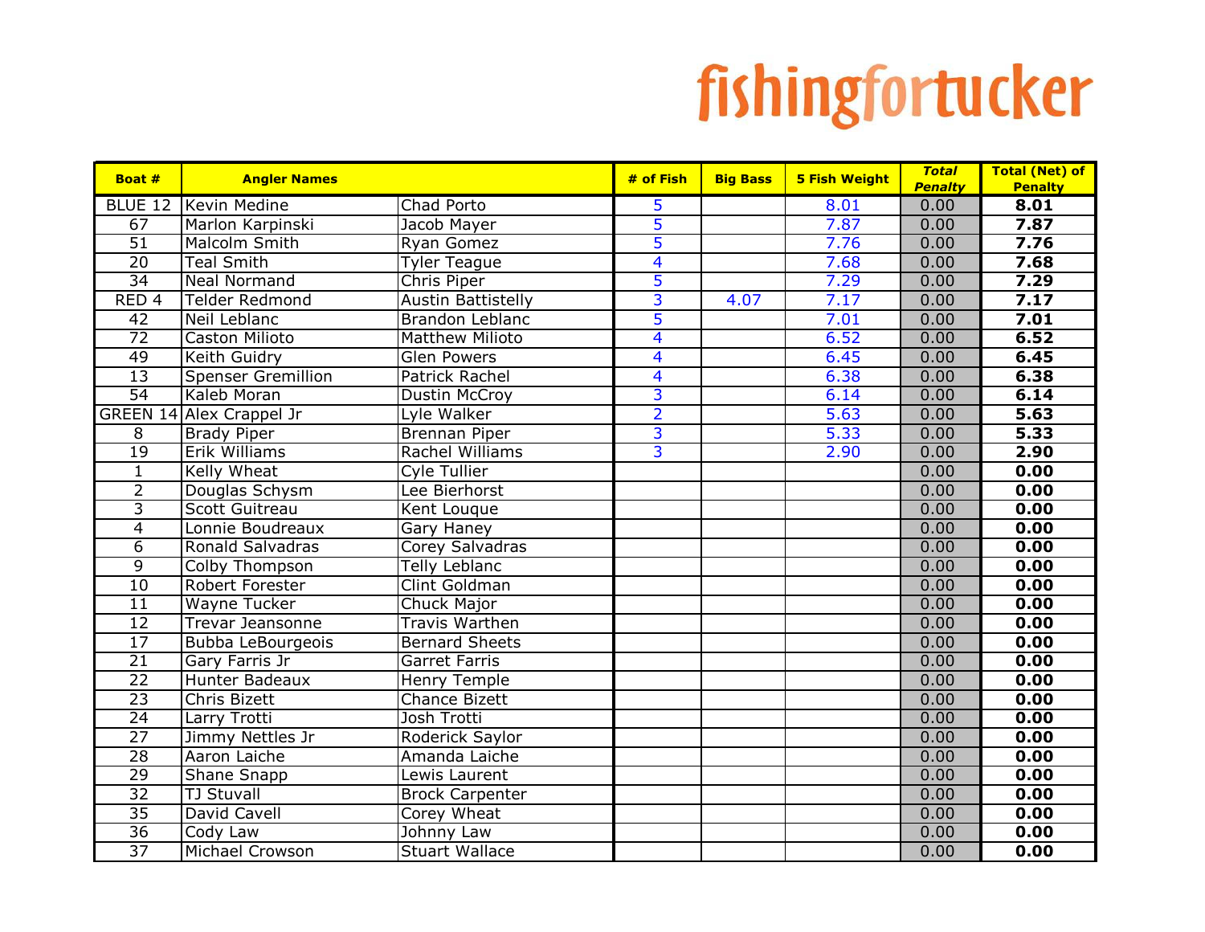fishingfortucker

| Boat # | Angler Names | | # of Fish | Big Bass | 5 Fish Weight | *Total Penalty* | Total (Net) of Penalty |
|---|---|---|---|---|---|---|---|
| BLUE 12 | Kevin Medine | Chad Porto | 5 | | 8.01 | 0.00 | **8.01** |
| 67 | Marlon Karpinski | Jacob Mayer | 5 | | 7.87 | 0.00 | **7.87** |
| 51 | Malcolm Smith | Ryan Gomez | 5 | | 7.76 | 0.00 | **7.76** |
| 20 | Teal Smith | Tyler Teague | 4 | | 7.68 | 0.00 | **7.68** |
| 34 | Neal Normand | Chris Piper | 5 | | 7.29 | 0.00 | **7.29** |
| RED 4 | Telder Redmond | Austin Battistelly | 3 | 4.07 | 7.17 | 0.00 | **7.17** |
| 42 | Neil Leblanc | Brandon Leblanc | 5 | | 7.01 | 0.00 | **7.01** |
| 72 | Caston Milioto | Matthew Milioto | 4 | | 6.52 | 0.00 | **6.52** |
| 49 | Keith Guidry | Glen Powers | 4 | | 6.45 | 0.00 | **6.45** |
| 13 | Spenser Gremillion | Patrick Rachel | 4 | | 6.38 | 0.00 | **6.38** |
| 54 | Kaleb Moran | Dustin McCroy | 3 | | 6.14 | 0.00 | **6.14** |
| GREEN 14 | Alex Crappel Jr | Lyle Walker | 2 | | 5.63 | 0.00 | **5.63** |
| 8 | Brady Piper | Brennan Piper | 3 | | 5.33 | 0.00 | **5.33** |
| 19 | Erik Williams | Rachel Williams | 3 | | 2.90 | 0.00 | **2.90** |
| 1 | Kelly Wheat | Cyle Tullier | | | | 0.00 | **0.00** |
| 2 | Douglas Schysm | Lee Bierhorst | | | | 0.00 | **0.00** |
| 3 | Scott Guitreau | Kent Louque | | | | 0.00 | **0.00** |
| 4 | Lonnie Boudreaux | Gary Haney | | | | 0.00 | **0.00** |
| 6 | Ronald Salvadras | Corey Salvadras | | | | 0.00 | **0.00** |
| 9 | Colby Thompson | Telly Leblanc | | | | 0.00 | **0.00** |
| 10 | Robert Forester | Clint Goldman | | | | 0.00 | **0.00** |
| 11 | Wayne Tucker | Chuck Major | | | | 0.00 | **0.00** |
| 12 | Trevar Jeansonne | Travis Warthen | | | | 0.00 | **0.00** |
| 17 | Bubba LeBourgeois | Bernard Sheets | | | | 0.00 | **0.00** |
| 21 | Gary Farris Jr | Garret Farris | | | | 0.00 | **0.00** |
| 22 | Hunter Badeaux | Henry Temple | | | | 0.00 | **0.00** |
| 23 | Chris Bizett | Chance Bizett | | | | 0.00 | **0.00** |
| 24 | Larry Trotti | Josh Trotti | | | | 0.00 | **0.00** |
| 27 | Jimmy Nettles Jr | Roderick Saylor | | | | 0.00 | **0.00** |
| 28 | Aaron Laiche | Amanda Laiche | | | | 0.00 | **0.00** |
| 29 | Shane Snapp | Lewis Laurent | | | | 0.00 | **0.00** |
| 32 | TJ Stuvall | Brock Carpenter | | | | 0.00 | **0.00** |
| 35 | David Cavell | Corey Wheat | | | | 0.00 | **0.00** |
| 36 | Cody Law | Johnny Law | | | | 0.00 | **0.00** |
| 37 | Michael Crowson | Stuart Wallace | | | | 0.00 | **0.00** |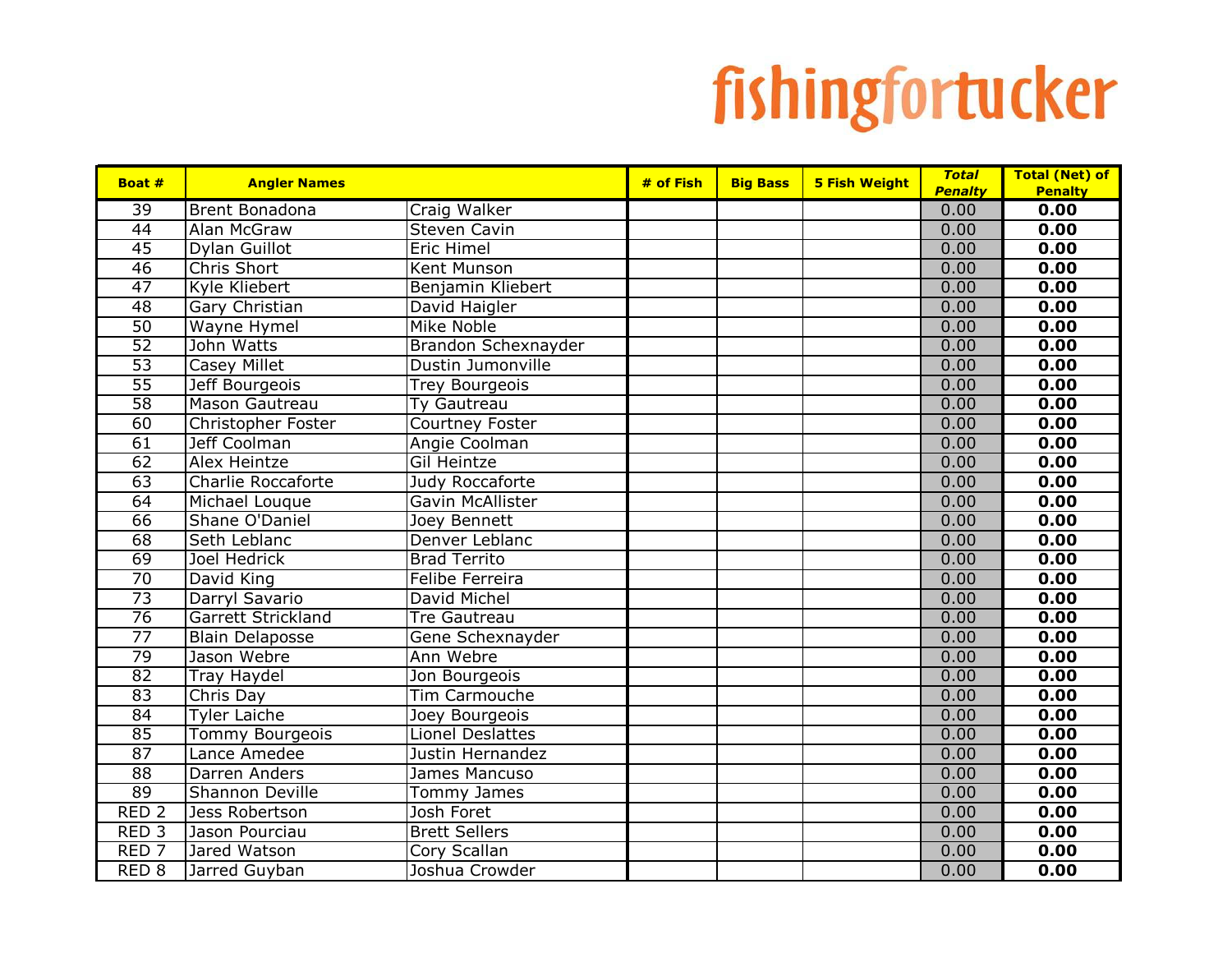fishingfortucker

| Boat # | Angler Names | | # of Fish | Big Bass | 5 Fish Weight | *Total Penalty* | Total (Net) of Penalty |
|---|---|---|---|---|---|---|---|
| 39 | Brent Bonadona | Craig Walker | | | | 0.00 | **0.00** |
| 44 | Alan McGraw | Steven Cavin | | | | 0.00 | **0.00** |
| 45 | Dylan Guillot | Eric Himel | | | | 0.00 | **0.00** |
| 46 | Chris Short | Kent Munson | | | | 0.00 | **0.00** |
| 47 | Kyle Kliebert | Benjamin Kliebert | | | | 0.00 | **0.00** |
| 48 | Gary Christian | David Haigler | | | | 0.00 | **0.00** |
| 50 | Wayne Hymel | Mike Noble | | | | 0.00 | **0.00** |
| 52 | John Watts | Brandon Schexnayder | | | | 0.00 | **0.00** |
| 53 | Casey Millet | Dustin Jumonville | | | | 0.00 | **0.00** |
| 55 | Jeff Bourgeois | Trey Bourgeois | | | | 0.00 | **0.00** |
| 58 | Mason Gautreau | Ty Gautreau | | | | 0.00 | **0.00** |
| 60 | Christopher Foster | Courtney Foster | | | | 0.00 | **0.00** |
| 61 | Jeff Coolman | Angie Coolman | | | | 0.00 | **0.00** |
| 62 | Alex Heintze | Gil Heintze | | | | 0.00 | **0.00** |
| 63 | Charlie Roccaforte | Judy Roccaforte | | | | 0.00 | **0.00** |
| 64 | Michael Louque | Gavin McAllister | | | | 0.00 | **0.00** |
| 66 | Shane O'Daniel | Joey Bennett | | | | 0.00 | **0.00** |
| 68 | Seth Leblanc | Denver Leblanc | | | | 0.00 | **0.00** |
| 69 | Joel Hedrick | Brad Territo | | | | 0.00 | **0.00** |
| 70 | David King | Felibe Ferreira | | | | 0.00 | **0.00** |
| 73 | Darryl Savario | David Michel | | | | 0.00 | **0.00** |
| 76 | Garrett Strickland | Tre Gautreau | | | | 0.00 | **0.00** |
| 77 | Blain Delaposse | Gene Schexnayder | | | | 0.00 | **0.00** |
| 79 | Jason Webre | Ann Webre | | | | 0.00 | **0.00** |
| 82 | Tray Haydel | Jon Bourgeois | | | | 0.00 | **0.00** |
| 83 | Chris Day | Tim Carmouche | | | | 0.00 | **0.00** |
| 84 | Tyler Laiche | Joey Bourgeois | | | | 0.00 | **0.00** |
| 85 | Tommy Bourgeois | Lionel Deslattes | | | | 0.00 | **0.00** |
| 87 | Lance Amedee | Justin Hernandez | | | | 0.00 | **0.00** |
| 88 | Darren Anders | James Mancuso | | | | 0.00 | **0.00** |
| 89 | Shannon Deville | Tommy James | | | | 0.00 | **0.00** |
| RED 2 | Jess Robertson | Josh Foret | | | | 0.00 | **0.00** |
| RED 3 | Jason Pourciau | Brett Sellers | | | | 0.00 | **0.00** |
| RED 7 | Jared Watson | Cory Scallan | | | | 0.00 | **0.00** |
| RED 8 | Jarred Guyban | Joshua Crowder | | | | 0.00 | **0.00** |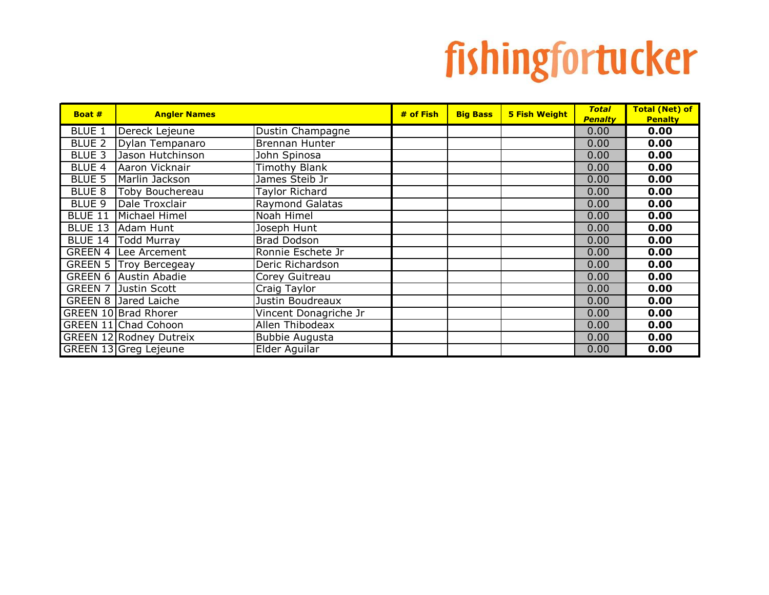fishingfortucker

| Boat # | Angler Names | | # of Fish | Big Bass | 5 Fish Weight | *Total Penalty* | Total (Net) of Penalty |
|---|---|---|---|---|---|---|---|
| BLUE 1 | Dereck Lejeune | Dustin Champagne | | | | 0.00 | **0.00** |
| BLUE 2 | Dylan Tempanaro | Brennan Hunter | | | | 0.00 | **0.00** |
| BLUE 3 | Jason Hutchinson | John Spinosa | | | | 0.00 | **0.00** |
| BLUE 4 | Aaron Vicknair | Timothy Blank | | | | 0.00 | **0.00** |
| BLUE 5 | Marlin Jackson | James Steib Jr | | | | 0.00 | **0.00** |
| BLUE 8 | Toby Bouchereau | Taylor Richard | | | | 0.00 | **0.00** |
| BLUE 9 | Dale Troxclair | Raymond Galatas | | | | 0.00 | **0.00** |
| BLUE 11 | Michael Himel | Noah Himel | | | | 0.00 | **0.00** |
| BLUE 13 | Adam Hunt | Joseph Hunt | | | | 0.00 | **0.00** |
| BLUE 14 | Todd Murray | Brad Dodson | | | | 0.00 | **0.00** |
| GREEN 4 | Lee Arcement | Ronnie Eschete Jr | | | | 0.00 | **0.00** |
| GREEN 5 | Troy Bercegeay | Deric Richardson | | | | 0.00 | **0.00** |
| GREEN 6 | Austin Abadie | Corey Guitreau | | | | 0.00 | **0.00** |
| GREEN 7 | Justin Scott | Craig Taylor | | | | 0.00 | **0.00** |
| GREEN 8 | Jared Laiche | Justin Boudreaux | | | | 0.00 | **0.00** |
| GREEN 10 | Brad Rhorer | Vincent Donagriche Jr | | | | 0.00 | **0.00** |
| GREEN 11 | Chad Cohoon | Allen Thibodeax | | | | 0.00 | **0.00** |
| GREEN 12 | Rodney Dutreix | Bubbie Augusta | | | | 0.00 | **0.00** |
| GREEN 13 | Greg Lejeune | Elder Aguilar | | | | 0.00 | **0.00** |